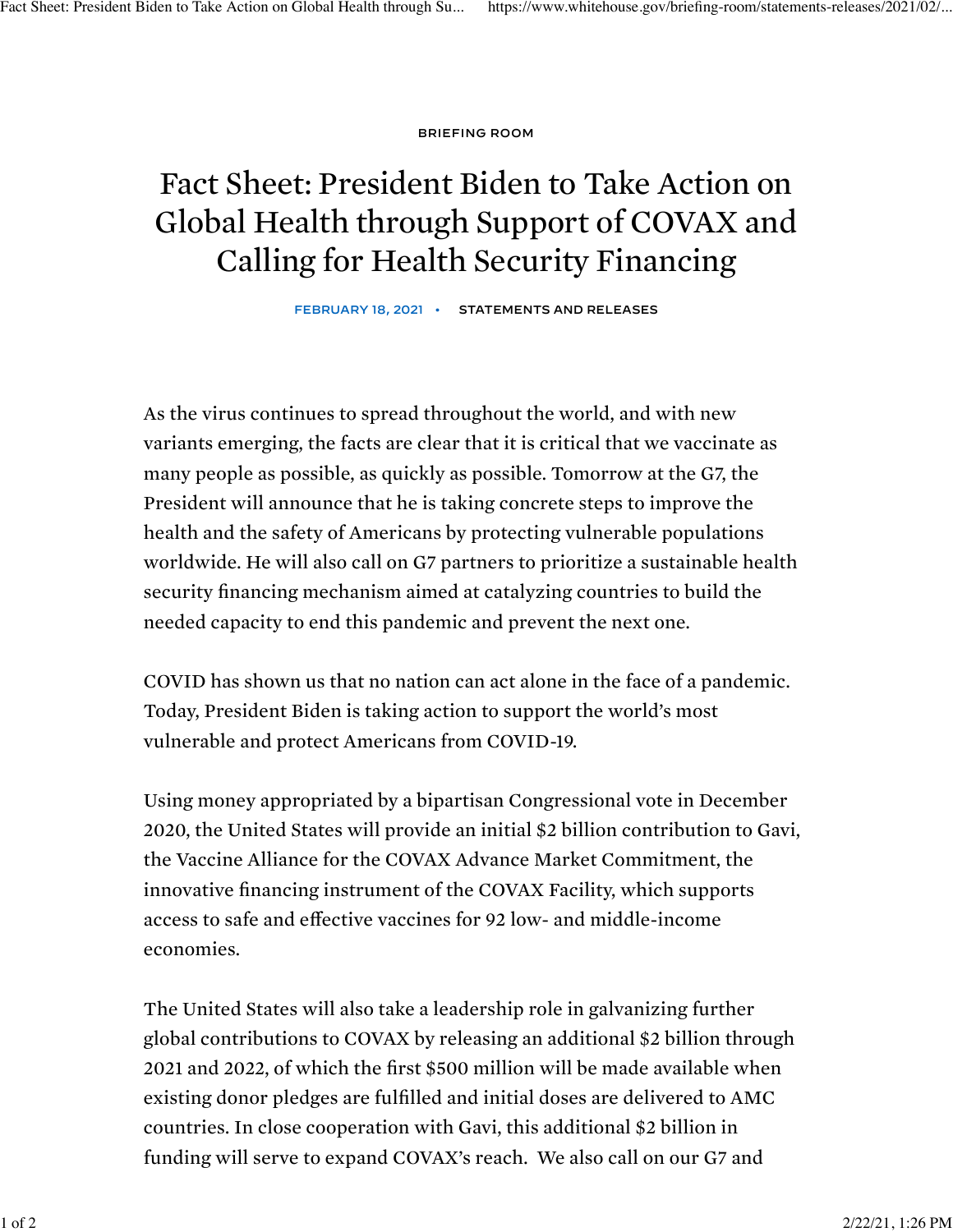BRIEFING ROOM

# Fact Sheet: President Biden to Take Action on Global Health through Support of COVAX and Calling for Health Security Financing

FEBRUARY 18, 2021 • STATEMENTS AND RELEASES

As the virus continues to spread throughout the world, and with new variants emerging, the facts are clear that it is critical that we vaccinate as many people as possible, as quickly as possible. Tomorrow at the G7, the President will announce that he is taking concrete steps to improve the health and the safety of Americans by protecting vulnerable populations worldwide. He will also call on G7 partners to prioritize a sustainable health security financing mechanism aimed at catalyzing countries to build the needed capacity to end this pandemic and prevent the next one.

COVID has shown us that no nation can act alone in the face of a pandemic. Today, President Biden is taking action to support the world's most vulnerable and protect Americans from COVID-19.

Using money appropriated by a bipartisan Congressional vote in December 2020, the United States will provide an initial $2 billion contribution to Gavi, the Vaccine Alliance for the COVAX Advance Market Commitment, the innovative financing instrument of the COVAX Facility, which supports access to safe and effective vaccines for 92 low- and middle-income economies.

The United States will also take a leadership role in galvanizing further global contributions to COVAX by releasing an additional $2 billion through 2021 and 2022, of which the first $500 million will be made available when existing donor pledges are fulfilled and initial doses are delivered to AMC countries. In close cooperation with Gavi, this additional $2 billion in funding will serve to expand COVAX's reach. We also call on our G7 and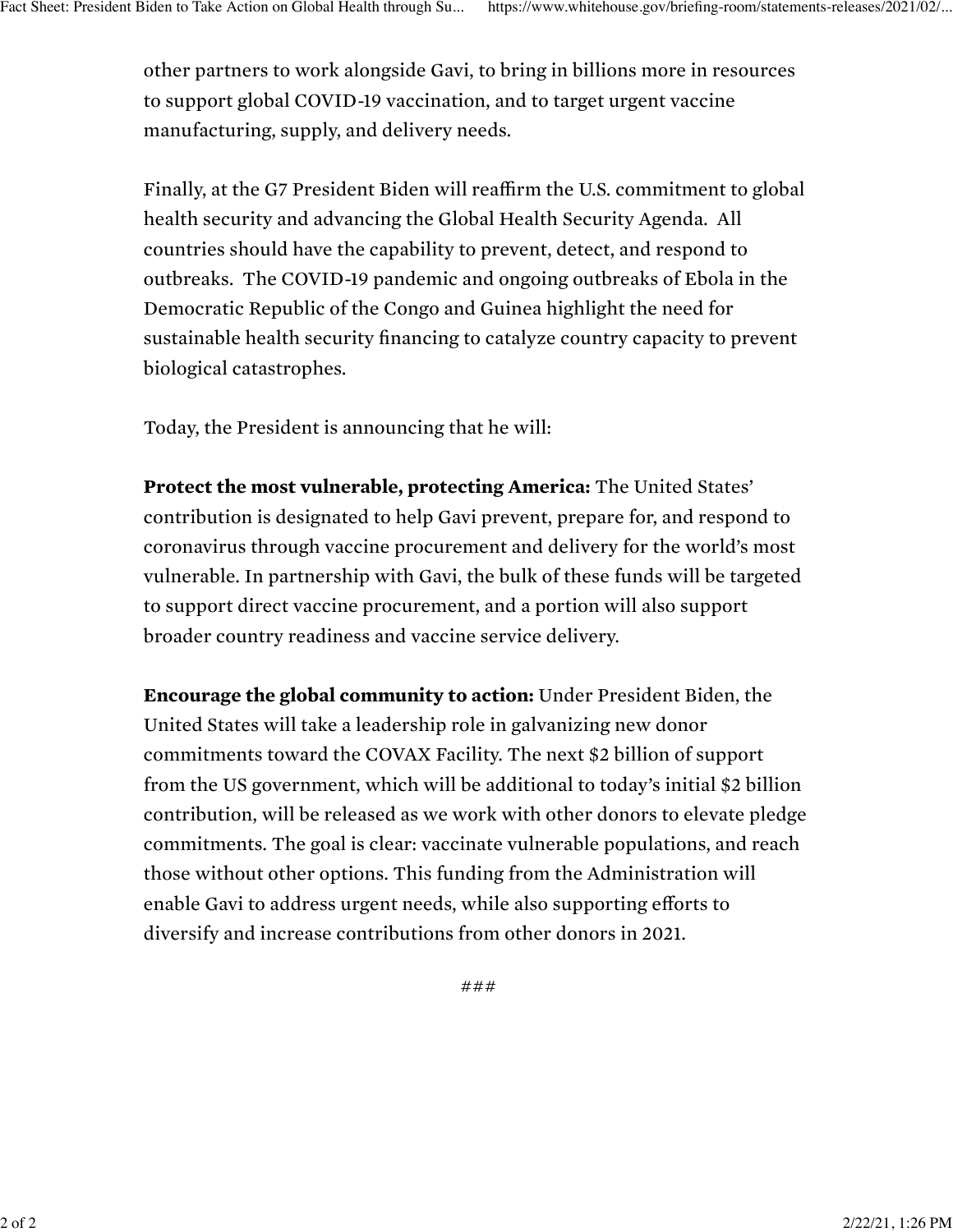other partners to work alongside Gavi, to bring in billions more in resources to support global COVID-19 vaccination, and to target urgent vaccine manufacturing, supply, and delivery needs.

Finally, at the G7 President Biden will reaffirm the U.S. commitment to global health security and advancing the Global Health Security Agenda. All countries should have the capability to prevent, detect, and respond to outbreaks. The COVID-19 pandemic and ongoing outbreaks of Ebola in the Democratic Republic of the Congo and Guinea highlight the need for sustainable health security financing to catalyze country capacity to prevent biological catastrophes.

Today, the President is announcing that he will:

**Protect the most vulnerable, protecting America:** The United States' contribution is designated to help Gavi prevent, prepare for, and respond to coronavirus through vaccine procurement and delivery for the world's most vulnerable. In partnership with Gavi, the bulk of these funds will be targeted to support direct vaccine procurement, and a portion will also support broader country readiness and vaccine service delivery.

**Encourage the global community to action:** Under President Biden, the United States will take a leadership role in galvanizing new donor commitments toward the COVAX Facility. The next $2 billion of support from the US government, which will be additional to today's initial $2 billion contribution, will be released as we work with other donors to elevate pledge commitments. The goal is clear: vaccinate vulnerable populations, and reach those without other options. This funding from the Administration will enable Gavi to address urgent needs, while also supporting efforts to diversify and increase contributions from other donors in 2021.

###